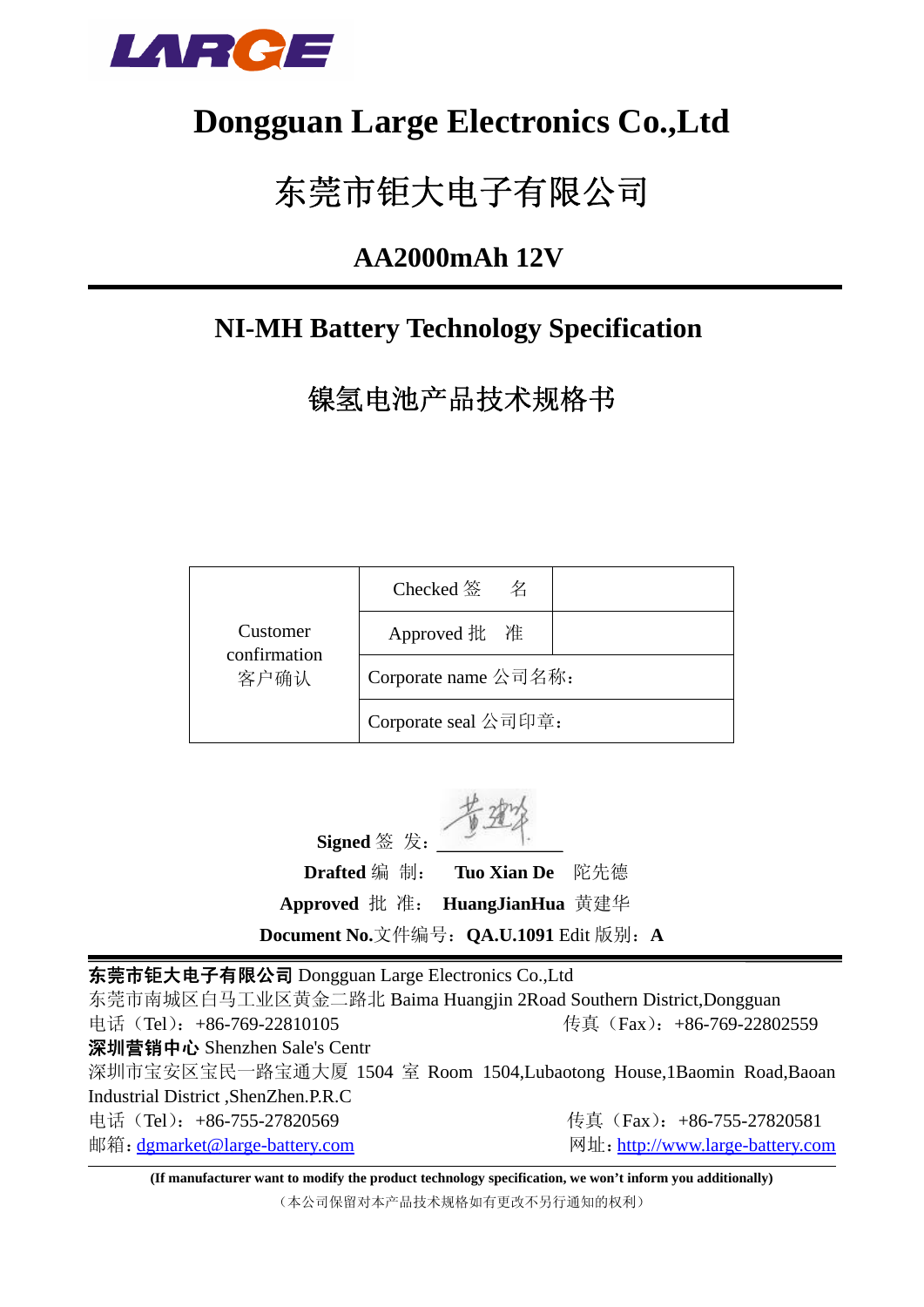# Dongguan Large Electronics Co.,Ltd

# 东莞市钜大电子有限公司

## AA2000mAh 12V

## NI-MH Battery Technology Specification

## 镍氢电池产品技术规格书

| Customer confirmation 客户确认 | Checked 签　名 | |
|---|---|---|
| | Approved 批　准 | |
| | Corporate name 公司名称： | |
| | Corporate seal 公司印章： | |

**Signed** 签　发：\_\_\_\_\_\_\_\_\_\_\_\_\_\_

**Drafted** 编　制：　**Tuo Xian De**　陀先德

**Approved** 批　准：　**HuangJianHua**　黄建华

**Document No.**文件编号：**QA.U.1091** Edit 版别：**A**

---

**东莞市钜大电子有限公司** Dongguan Large Electronics Co.,Ltd

东莞市南城区白马工业区黄金二路北 Baima Huangjin 2Road Southern District,Dongguan

电话（Tel）：+86-769-22810105　　传真（Fax）：+86-769-22802559

**深圳营销中心** Shenzhen Sale's Centr

深圳市宝安区宝民一路宝通大厦 1504 室 Room 1504,Lubaotong House,1Baomin Road,Baoan Industrial District ,ShenZhen.P.R.C

电话（Tel）：+86-755-27820569　　传真（Fax）：+86-755-27820581

邮箱：dgmarket@large-battery.com　　网址：http://www.large-battery.com

**(If manufacturer want to modify the product technology specification, we won't inform you additionally)**

（本公司保留对本产品技术规格如有更改不另行通知的权利）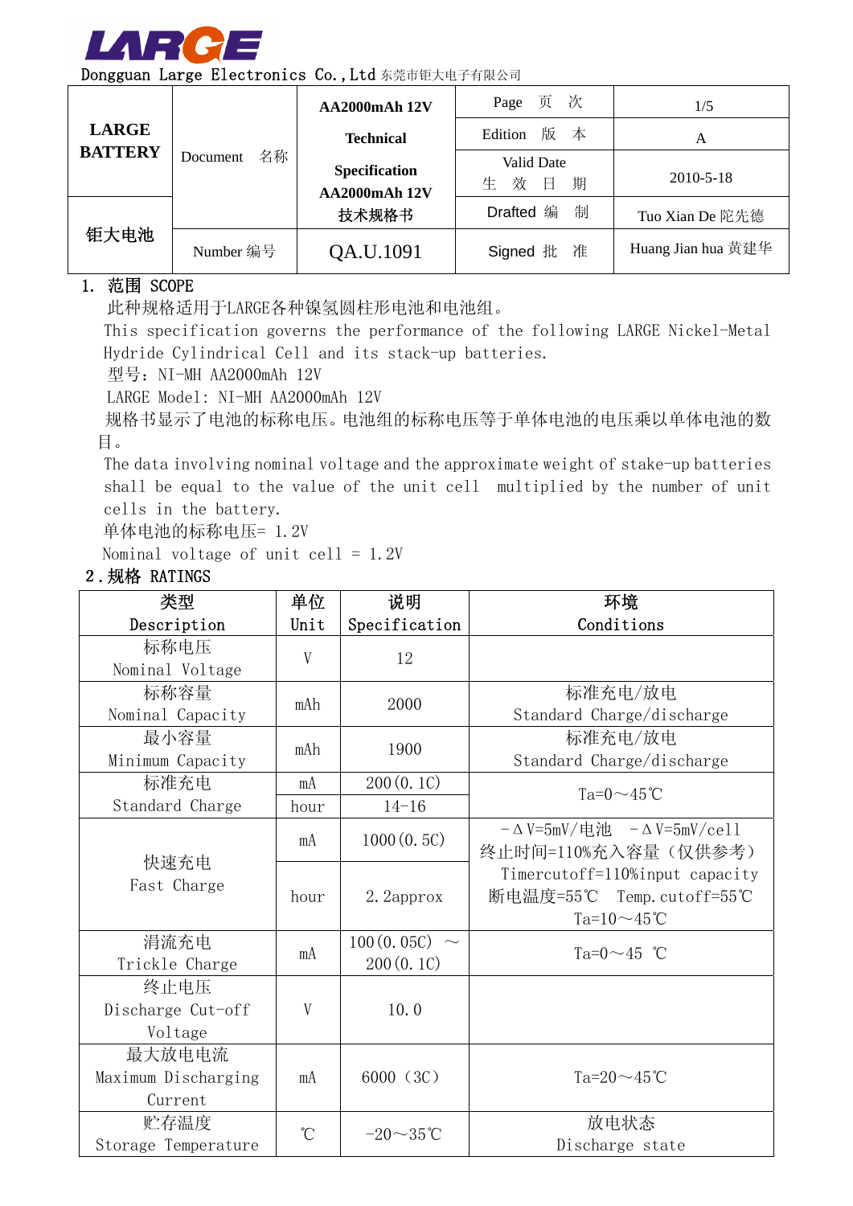**LARGE**

Dongguan Large Electronics Co.,Ltd 东莞市钜大电子有限公司

| LARGE BATTERY | Document 名称 | AA2000mAh 12V Technical Specification AA2000mAh 12V 技术规格书 | Page 页 次 | 1/5 |
|---|---|---|---|---|
| | | | Edition 版 本 | A |
| | | | Valid Date 生 效 日 期 | 2010-5-18 |
| 钜大电池 | | | Drafted 编 制 | Tuo Xian De 陀先德 |
| | Number 编号 | QA.U.1091 | Signed 批 准 | Huang Jian hua 黄建华 |

## 1. 范围 SCOPE

此种规格适用于LARGE各种镍氢圆柱形电池和电池组。

This specification governs the performance of the following LARGE Nickel-Metal Hydride Cylindrical Cell and its stack-up batteries.

型号：NI-MH AA2000mAh 12V

LARGE Model: NI-MH AA2000mAh 12V

规格书显示了电池的标称电压。电池组的标称电压等于单体电池的电压乘以单体电池的数目。

The data involving nominal voltage and the approximate weight of stake-up batteries shall be equal to the value of the unit cell multiplied by the number of unit cells in the battery.

单体电池的标称电压= 1.2V

Nominal voltage of unit cell = 1.2V

## 2.规格 RATINGS

| 类型 Description | 单位 Unit | 说明 Specification | 环境 Conditions |
|---|---|---|---|
| 标称电压 Nominal Voltage | V | 12 | |
| 标称容量 Nominal Capacity | mAh | 2000 | 标准充电/放电 Standard Charge/discharge |
| 最小容量 Minimum Capacity | mAh | 1900 | 标准充电/放电 Standard Charge/discharge |
| 标准充电 Standard Charge | mA | 200(0.1C) | Ta=0～45℃ |
| | hour | 14-16 | |
| 快速充电 Fast Charge | mA | 1000(0.5C) | －ΔV=5mV/电池 －ΔV=5mV/cell 终止时间=110%充入容量（仅供参考） Timercutoff=110%input capacity 断电温度=55℃ Temp.cutoff=55℃ Ta=10～45℃ |
| | hour | 2.2approx | |
| 涓流充电 Trickle Charge | mA | 100(0.05C) ～ 200(0.1C) | Ta=0～45 ℃ |
| 终止电压 Discharge Cut-off Voltage | V | 10.0 | |
| 最大放电电流 Maximum Discharging Current | mA | 6000（3C） | Ta=20～45℃ |
| 贮存温度 Storage Temperature | ℃ | -20～35℃ | 放电状态 Discharge state |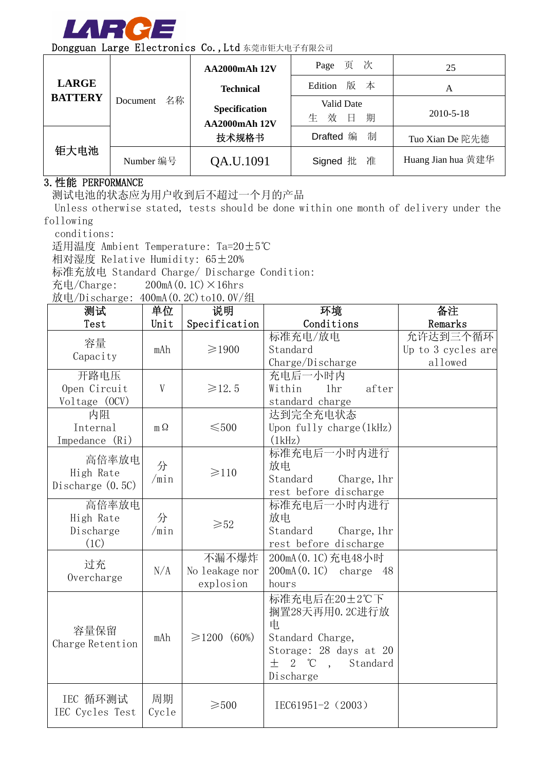**LARGE**

Dongguan Large Electronics Co.,Ltd 东莞市钜大电子有限公司

| LARGE BATTERY | Document 名称 | AA2000mAh 12V Technical Specification AA2000mAh 12V 技术规格书 | Page 页 次 | 25 |
|---|---|---|---|---|
| | | | Edition 版 本 | A |
| | | | Valid Date 生 效 日 期 | 2010-5-18 |
| 钜大电池 | | | Drafted 编 制 | Tuo Xian De 陀先德 |
| | Number 编号 | QA.U.1091 | Signed 批 准 | Huang Jian hua 黄建华 |

## 3.性能 PERFORMANCE

测试电池的状态应为用户收到后不超过一个月的产品

Unless otherwise stated, tests should be done within one month of delivery under the following conditions:

适用温度 Ambient Temperature: Ta=20±5℃

相对湿度 Relative Humidity: 65±20%

标准充放电 Standard Charge/ Discharge Condition:

充电/Charge: 200mA(0.1C)×16hrs

放电/Discharge: 400mA(0.2C)to10.0V/组

| 测试 Test | 单位 Unit | 说明 Specification | 环境 Conditions | 备注 Remarks |
|---|---|---|---|---|
| 容量 Capacity | mAh | ≥1900 | 标准充电/放电 Standard Charge/Discharge | 允许达到三个循环 Up to 3 cycles are allowed |
| 开路电压 Open Circuit Voltage (OCV) | V | ≥12.5 | 充电后一小时内 Within 1hr after standard charge | |
| 内阻 Internal Impedance (Ri) | mΩ | ≤500 | 达到完全充电状态 Upon fully charge(1kHz) (1kHz) | |
| 高倍率放电 High Rate Discharge (0.5C) | 分/min | ≥110 | 标准充电后一小时内进行放电 Standard Charge, 1hr rest before discharge | |
| 高倍率放电 High Rate Discharge (1C) | 分/min | ≥52 | 标准充电后一小时内进行放电 Standard Charge, 1hr rest before discharge | |
| 过充 Overcharge | N/A | 不漏不爆炸 No leakage nor explosion | 200mA(0.1C)充电48小时 200mA(0.1C) charge 48 hours | |
| 容量保留 Charge Retention | mAh | ≥1200 (60%) | 标准充电后在20±2℃下搁置28天再用0.2C进行放电 Standard Charge, Storage: 28 days at 20 ± 2 ℃ , Standard Discharge | |
| IEC 循环测试 IEC Cycles Test | 周期 Cycle | ≥500 | IEC61951-2 (2003) | |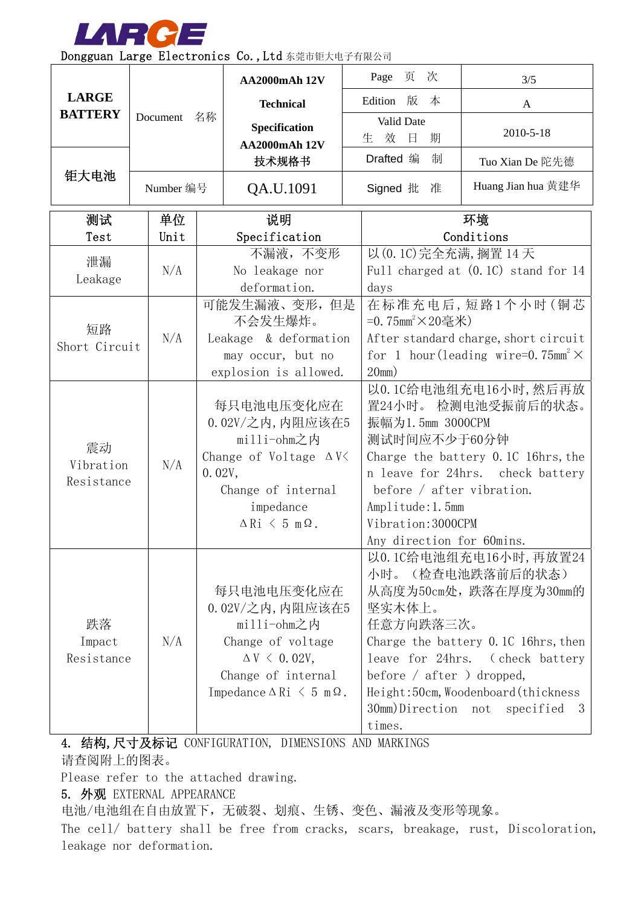| 测试<br>Test | 单位<br>Unit | 说明<br>Specification | 环境<br>Conditions |
|---|---|---|---|
| 泄漏<br>Leakage | N/A | 不漏液，不变形<br>No leakage nor deformation. | 以(0.1C)完全充满,搁置 14 天<br>Full charged at (0.1C) stand for 14 days |
| 短路<br>Short Circuit | N/A | 可能发生漏液、变形，但是不会发生爆炸。<br>Leakage & deformation may occur, but no explosion is allowed. | 在标准充电后，短路1个小时（铜芯=0.75mm$^2$×20毫米)<br>After standard charge, short circuit for 1 hour(leading wire=0.75mm$^2$ × 20mm) |
| 震动<br>Vibration Resistance | N/A | 每只电池电压变化应在0.02V/之内,内阻应该在5 milli-ohm之内<br>Change of Voltage ΔV< 0.02V,<br>Change of internal impedance<br>ΔRi < 5 mΩ. | 以0.1C给电池组充电16小时,然后再放置24小时。 检测电池受振前后的状态。<br>振幅为1.5mm 3000CPM<br>测试时间应不少于60分钟<br>Charge the battery 0.1C 16hrs,then leave for 24hrs. check battery before / after vibration.<br>Amplitude:1.5mm<br>Vibration:3000CPM<br>Any direction for 60mins. |
| 跌落<br>Impact Resistance | N/A | 每只电池电压变化应在0.02V/之内,内阻应该在5 milli-ohm之内<br>Change of voltage ΔV < 0.02V,<br>Change of internal Impedance ΔRi < 5 mΩ. | 以0.1C给电池组充电16小时,再放置24小时。（检查电池跌落前后的状态）<br>从高度为50cm处，跌落在厚度为30mm的坚实木体上。<br>任意方向跌落三次。<br>Charge the battery 0.1C 16hrs,then leave for 24hrs. ( check battery before / after ) dropped,<br>Height:50cm,Woodenboard(thickness 30mm)Direction not specified 3 times. |

## 4. 结构,尺寸及标记 CONFIGURATION, DIMENSIONS AND MARKINGS

请查阅附上的图表。

Please refer to the attached drawing.

## 5. 外观 EXTERNAL APPEARANCE

电池/电池组在自由放置下，无破裂、划痕、生锈、变色、漏液及变形等现象。

The cell/ battery shall be free from cracks, scars, breakage, rust, Discoloration, leakage nor deformation.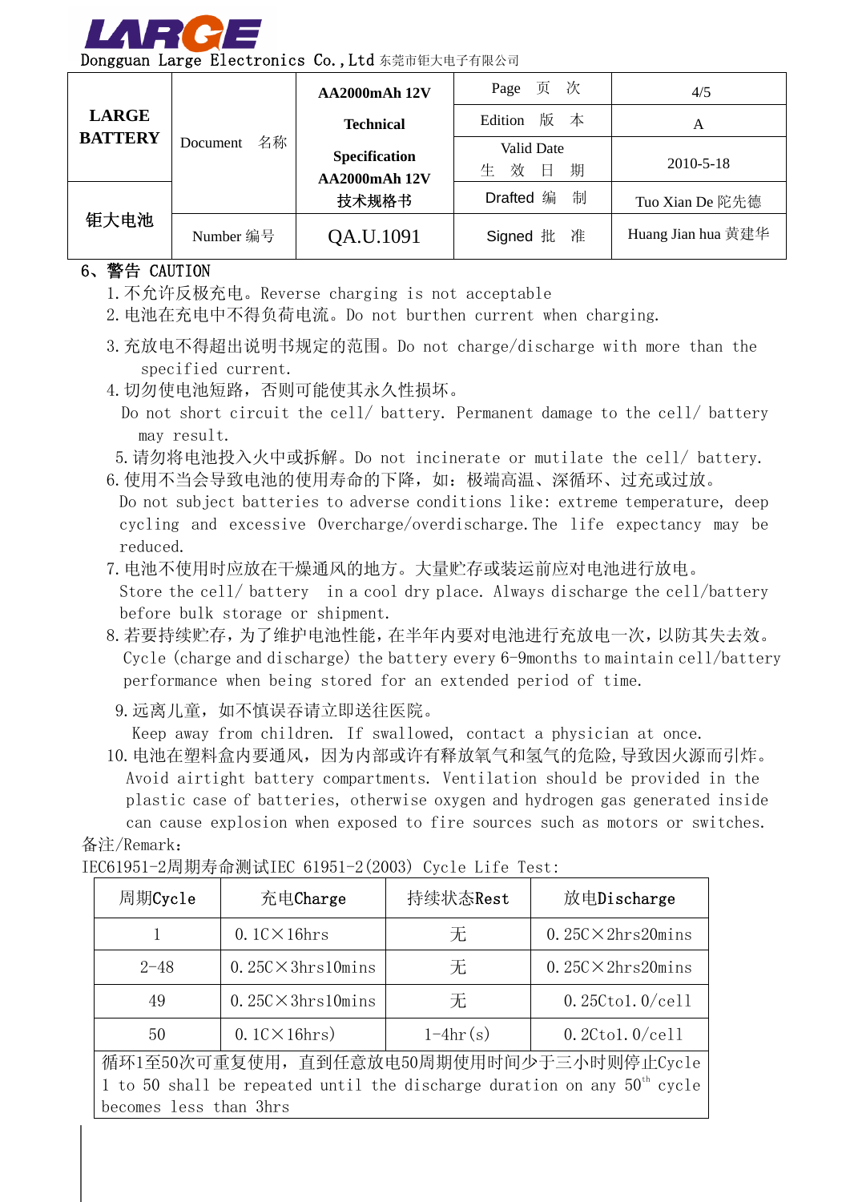## 6、警告 CAUTION

1. 不允许反极充电。Reverse charging is not acceptable
2. 电池在充电中不得负荷电流。Do not burthen current when charging.
3. 充放电不得超出说明书规定的范围。Do not charge/discharge with more than the specified current.
4. 切勿使电池短路，否则可能使其永久性损坏。
   Do not short circuit the cell/ battery. Permanent damage to the cell/ battery may result.
5. 请勿将电池投入火中或拆解。Do not incinerate or mutilate the cell/ battery.
6. 使用不当会导致电池的使用寿命的下降，如：极端高温、深循环、过充或过放。
   Do not subject batteries to adverse conditions like: extreme temperature, deep cycling and excessive Overcharge/overdischarge. The life expectancy may be reduced.
7. 电池不使用时应放在干燥通风的地方。大量贮存或装运前应对电池进行放电。
   Store the cell/ battery in a cool dry place. Always discharge the cell/battery before bulk storage or shipment.
8. 若要持续贮存，为了维护电池性能，在半年内要对电池进行充放电一次，以防其失去效。
   Cycle (charge and discharge) the battery every 6-9months to maintain cell/battery performance when being stored for an extended period of time.
9. 远离儿童，如不慎误吞请立即送往医院。
   Keep away from children. If swallowed, contact a physician at once.
10. 电池在塑料盒内要通风，因为内部或许有释放氧气和氢气的危险，导致因火源而引炸。
    Avoid airtight battery compartments. Ventilation should be provided in the plastic case of batteries, otherwise oxygen and hydrogen gas generated inside can cause explosion when exposed to fire sources such as motors or switches.

备注/Remark：

IEC61951-2周期寿命测试IEC 61951-2(2003) Cycle Life Test:

| 周期Cycle | 充电Charge | 持续状态Rest | 放电Discharge |
|---|---|---|---|
| 1 | 0.1C×16hrs | 无 | 0.25C×2hrs20mins |
| 2-48 | 0.25C×3hrs10mins | 无 | 0.25C×2hrs20mins |
| 49 | 0.25C×3hrs10mins | 无 | 0.25Cto1.0/cell |
| 50 | 0.1C×16hrs) | 1-4hr(s) | 0.2Cto1.0/cell |
| 循环1至50次可重复使用，直到任意放电50周期使用时间少于三小时则停止Cycle 1 to 50 shall be repeated until the discharge duration on any 50th cycle becomes less than 3hrs | | | |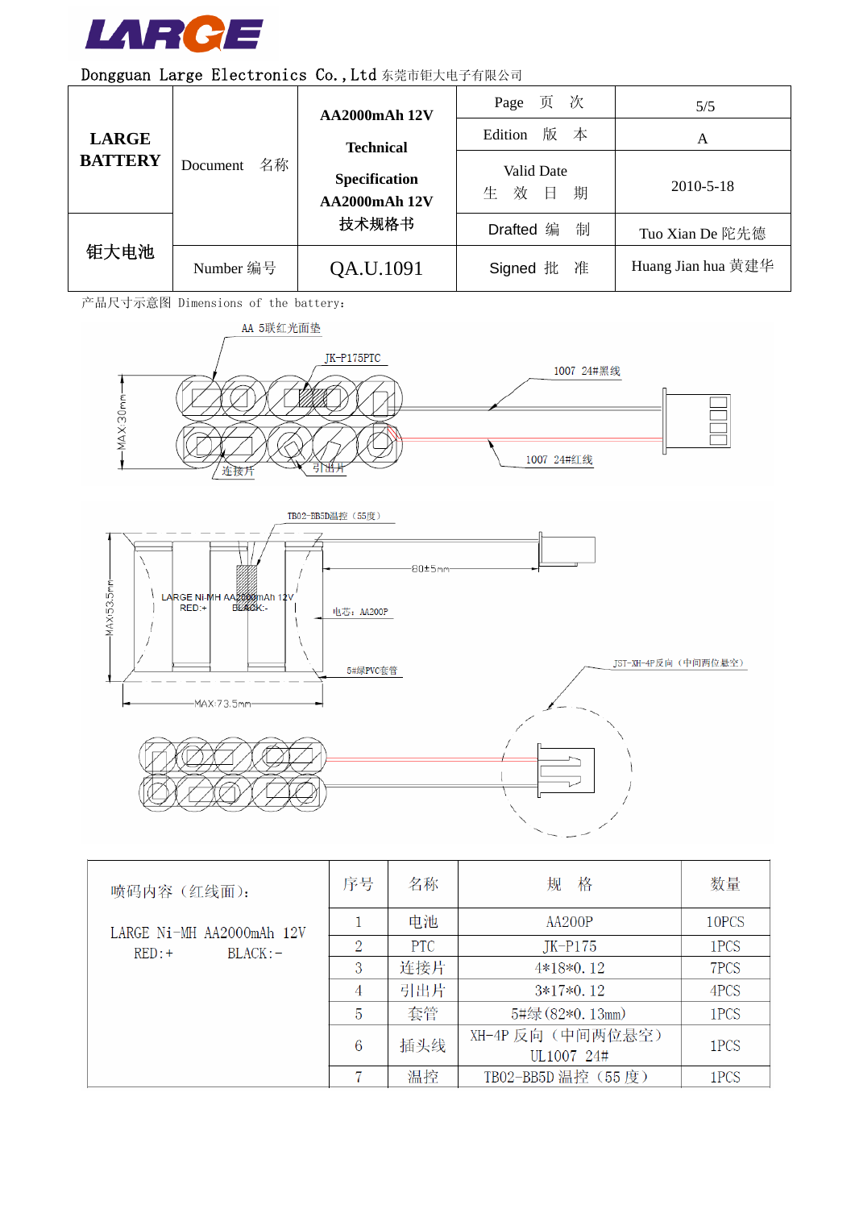LARGE

Dongguan Large Electronics Co.,Ltd 东莞市钜大电子有限公司

| | | | | |
|---|---|---|---|---|
| LARGE BATTERY | Document 名称 | AA2000mAh 12V Technical Specification AA2000mAh 12V 技术规格书 | Page 页 次 | 5/5 |
| | | | Edition 版 本 | A |
| | | | Valid Date 生 效 日 期 | 2010-5-18 |
| 钜大电池 | | | Drafted 编 制 | Tuo Xian De 陀先德 |
| | Number 编号 | QA.U.1091 | Signed 批 准 | Huang Jian hua 黄建华 |

产品尺寸示意图 Dimensions of the battery:

AA 5联红光面垫
JK-P175PTC
1007 24#黑线
MAX:30mm
连接片
引出片
1007 24#红线
TB02-BB5D温控（55度）
80±5mm
MAX:53.5mm
LARGE Ni-MH AA2000mAh 12V
RED:+ BLACK:-
电芯：AA200P
5#绿PVC套管
MAX:73.5mm
JST-XH-4P反向（中间两位悬空）

| 喷码内容（红线面）: | 序号 | 名称 | 规 格 | 数量 |
|---|---|---|---|---|
| LARGE Ni-MH AA2000mAh 12V<br>RED:+ BLACK:- | 1 | 电池 | AA200P | 10PCS |
| | 2 | PTC | JK-P175 | 1PCS |
| | 3 | 连接片 | 4*18*0.12 | 7PCS |
| | 4 | 引出片 | 3*17*0.12 | 4PCS |
| | 5 | 套管 | 5#绿(82*0.13mm) | 1PCS |
| | 6 | 插头线 | XH-4P 反向（中间两位悬空）<br>UL1007 24# | 1PCS |
| | 7 | 温控 | TB02-BB5D 温控（55 度） | 1PCS |